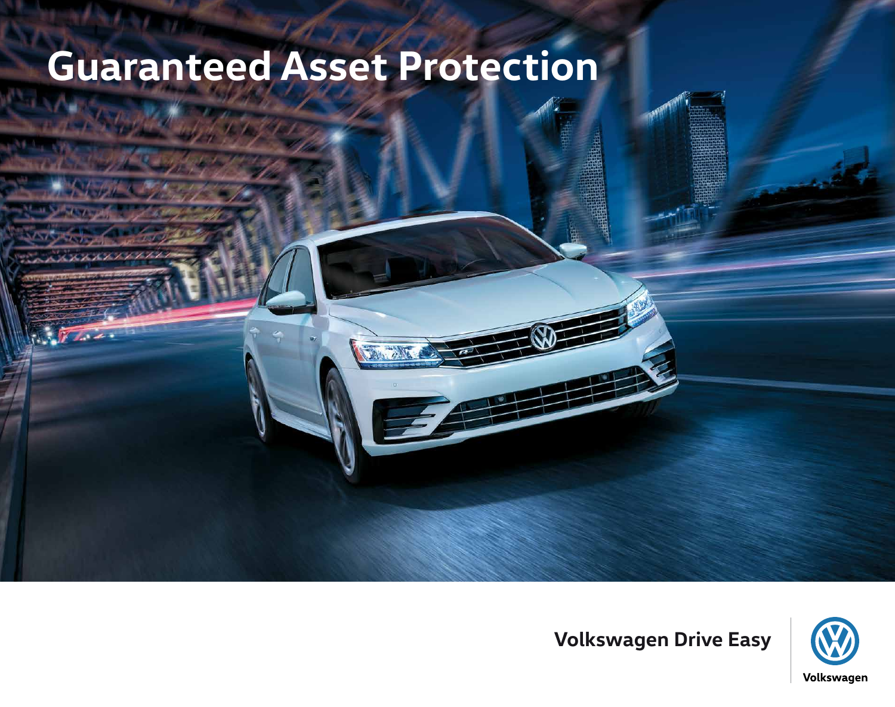# Guaranteed Asset Protection

**Volkswagen Drive Easy**

Volkswagen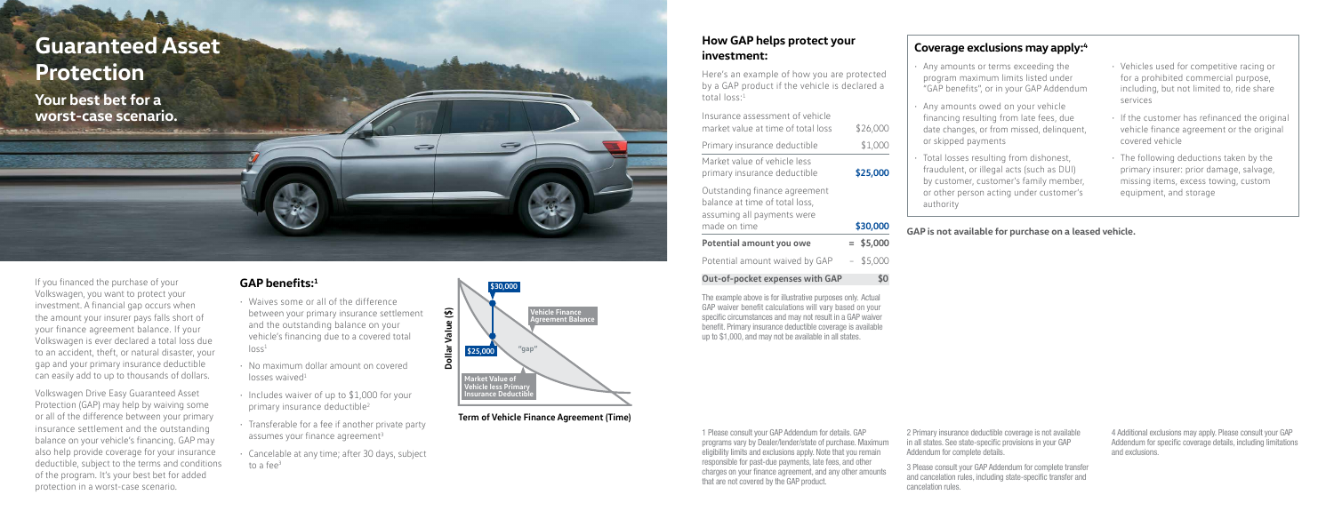# Guaranteed Asset Protection

**Your best bet for a worst-case scenario.**

If you financed the purchase of your Volkswagen, you want to protect your investment. A financial gap occurs when the amount your insurer pays falls short of your finance agreement balance. If your Volkswagen is ever declared a total loss due to an accident, theft, or natural disaster, your gap and your primary insurance deductible can easily add up to thousands of dollars.

Volkswagen Drive Easy Guaranteed Asset Protection (GAP) may help by waiving some or all of the difference between your primary insurance settlement and the outstanding balance on your vehicle's financing. GAP may also help provide coverage for your insurance deductible, subject to the terms and conditions of the program. It's your best bet for added protection in a worst-case scenario.

## GAP benefits:[1]

- Waives some or all of the difference between your primary insurance settlement and the outstanding balance on your vehicle's financing due to a covered total loss[1]
- No maximum dollar amount on covered losses waived[1]
- Includes waiver of up to $1,000 for your primary insurance deductible[2]
- Transferable for a fee if another private party assumes your finance agreement[3]
- Cancelable at any time; after 30 days, subject to a fee[3]

$30,000

Vehicle Finance Agreement Balance

Dollar Value ($)

"gap"

$25,000

Market Value of Vehicle less Primary Insurance Deductible

**Term of Vehicle Finance Agreement (Time)**

## How GAP helps protect your investment:

Here's an example of how you are protected by a GAP product if the vehicle is declared a total loss:[1]

| | |
|---|---|
| Insurance assessment of vehicle market value at time of total loss | $26,000 |
| Primary insurance deductible | $1,000 |
| Market value of vehicle less primary insurance deductible | **$25,000** |
| Outstanding finance agreement balance at time of total loss, assuming all payments were made on time | **$30,000** |
| **Potential amount you owe** | = $5,000 |
| Potential amount waived by GAP | – $5,000 |
| **Out-of-pocket expenses with GAP** | **$0** |

The example above is for illustrative purposes only. Actual GAP waiver benefit calculations will vary based on your specific circumstances and may not result in a GAP waiver benefit. Primary insurance deductible coverage is available up to $1,000, and may not be available in all states.

## Coverage exclusions may apply:[4]

- Any amounts or terms exceeding the program maximum limits listed under "GAP benefits", or in your GAP Addendum
- Any amounts owed on your vehicle financing resulting from late fees, due date changes, or from missed, delinquent, or skipped payments
- Total losses resulting from dishonest, fraudulent, or illegal acts (such as DUI) by customer, customer's family member, or other person acting under customer's authority
- Vehicles used for competitive racing or for a prohibited commercial purpose, including, but not limited to, ride share services
- If the customer has refinanced the original vehicle finance agreement or the original covered vehicle
- The following deductions taken by the primary insurer: prior damage, salvage, missing items, excess towing, custom equipment, and storage

**GAP is not available for purchase on a leased vehicle.**

1 Please consult your GAP Addendum for details. GAP programs vary by Dealer/lender/state of purchase. Maximum eligibility limits and exclusions apply. Note that you remain responsible for past-due payments, late fees, and other charges on your finance agreement, and any other amounts that are not covered by the GAP product.

2 Primary insurance deductible coverage is not available in all states. See state-specific provisions in your GAP Addendum for complete details.

3 Please consult your GAP Addendum for complete transfer and cancelation rules, including state-specific transfer and cancelation rules.

4 Additional exclusions may apply. Please consult your GAP Addendum for specific coverage details, including limitations and exclusions.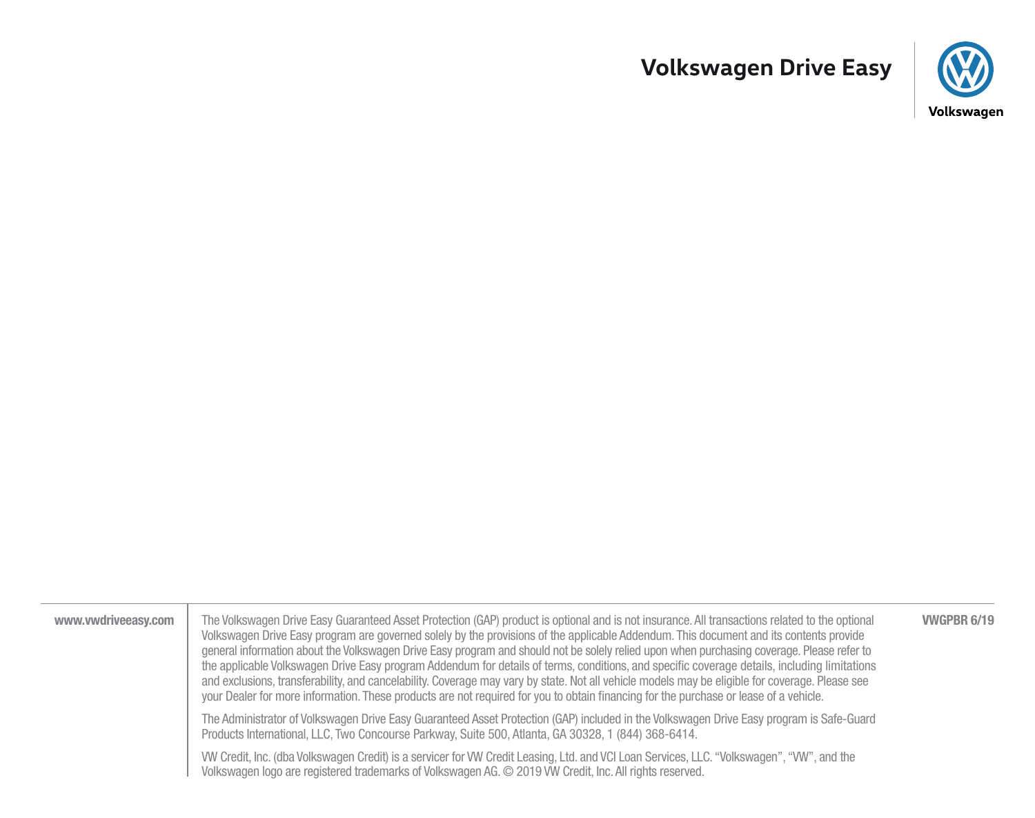# Volkswagen Drive Easy

Volkswagen

www.vwdriveeasy.com

The Volkswagen Drive Easy Guaranteed Asset Protection (GAP) product is optional and is not insurance. All transactions related to the optional Volkswagen Drive Easy program are governed solely by the provisions of the applicable Addendum. This document and its contents provide general information about the Volkswagen Drive Easy program and should not be solely relied upon when purchasing coverage. Please refer to the applicable Volkswagen Drive Easy program Addendum for details of terms, conditions, and specific coverage details, including limitations and exclusions, transferability, and cancelability. Coverage may vary by state. Not all vehicle models may be eligible for coverage. Please see your Dealer for more information. These products are not required for you to obtain financing for the purchase or lease of a vehicle.

The Administrator of Volkswagen Drive Easy Guaranteed Asset Protection (GAP) included in the Volkswagen Drive Easy program is Safe-Guard Products International, LLC, Two Concourse Parkway, Suite 500, Atlanta, GA 30328, 1 (844) 368-6414.

VW Credit, Inc. (dba Volkswagen Credit) is a servicer for VW Credit Leasing, Ltd. and VCI Loan Services, LLC. "Volkswagen", "VW", and the Volkswagen logo are registered trademarks of Volkswagen AG. © 2019 VW Credit, Inc. All rights reserved.

VWGPBR 6/19